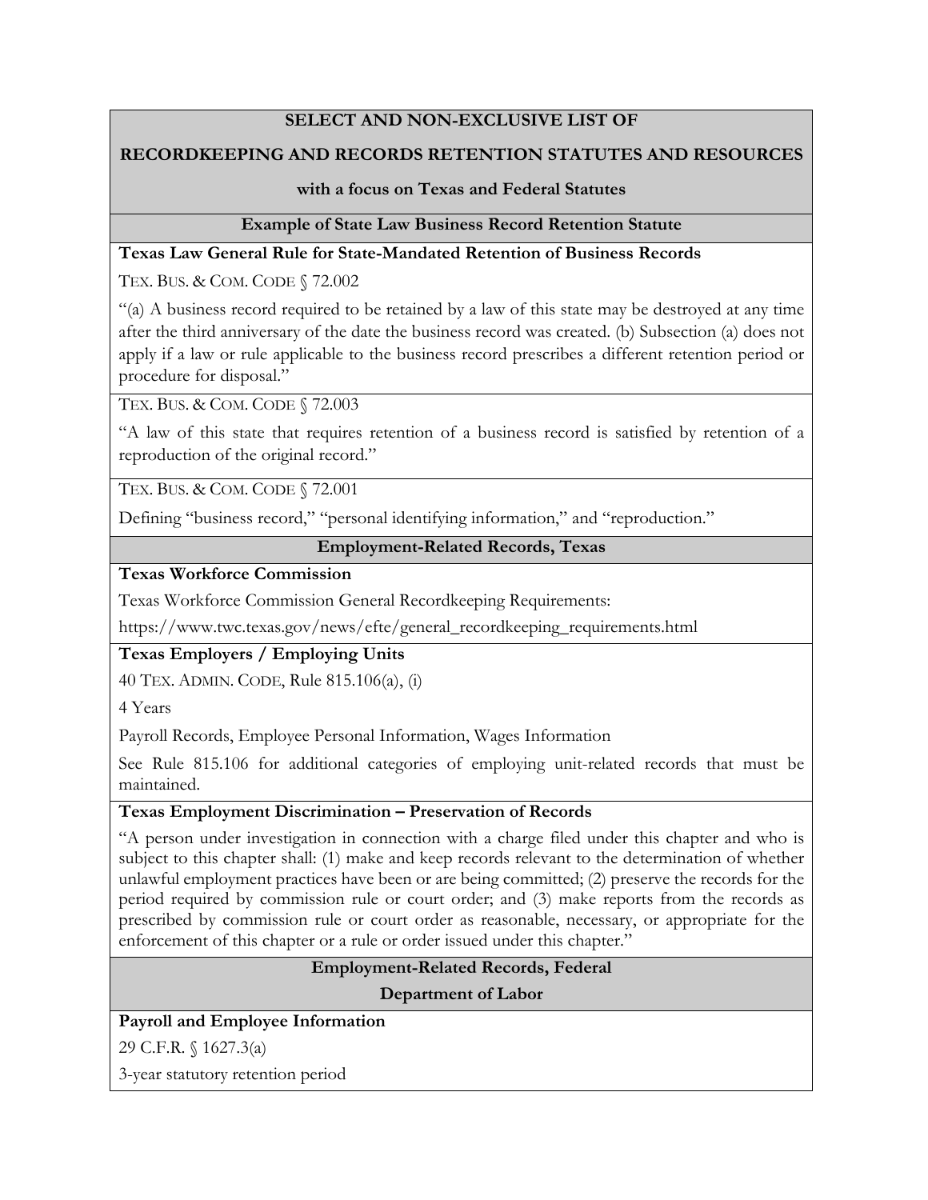**SELECT AND NON-EXCLUSIVE LIST OF**

**RECORDKEEPING AND RECORDS RETENTION STATUTES AND RESOURCES**

**with a focus on Texas and Federal Statutes**

## Example of State Law Business Record Retention Statute

**Texas Law General Rule for State-Mandated Retention of Business Records**

TEX. BUS. & COM. CODE § 72.002

"(a) A business record required to be retained by a law of this state may be destroyed at any time after the third anniversary of the date the business record was created. (b) Subsection (a) does not apply if a law or rule applicable to the business record prescribes a different retention period or procedure for disposal."

TEX. BUS. & COM. CODE § 72.003

"A law of this state that requires retention of a business record is satisfied by retention of a reproduction of the original record."

TEX. BUS. & COM. CODE § 72.001

Defining "business record," "personal identifying information," and "reproduction."

## Employment-Related Records, Texas

**Texas Workforce Commission**

Texas Workforce Commission General Recordkeeping Requirements:

https://www.twc.texas.gov/news/efte/general_recordkeeping_requirements.html

**Texas Employers / Employing Units**

40 TEX. ADMIN. CODE, Rule 815.106(a), (i)

4 Years

Payroll Records, Employee Personal Information, Wages Information

See Rule 815.106 for additional categories of employing unit-related records that must be maintained.

**Texas Employment Discrimination – Preservation of Records**

"A person under investigation in connection with a charge filed under this chapter and who is subject to this chapter shall: (1) make and keep records relevant to the determination of whether unlawful employment practices have been or are being committed; (2) preserve the records for the period required by commission rule or court order; and (3) make reports from the records as prescribed by commission rule or court order as reasonable, necessary, or appropriate for the enforcement of this chapter or a rule or order issued under this chapter."

## Employment-Related Records, Federal

## Department of Labor

**Payroll and Employee Information**

29 C.F.R. § 1627.3(a)

3-year statutory retention period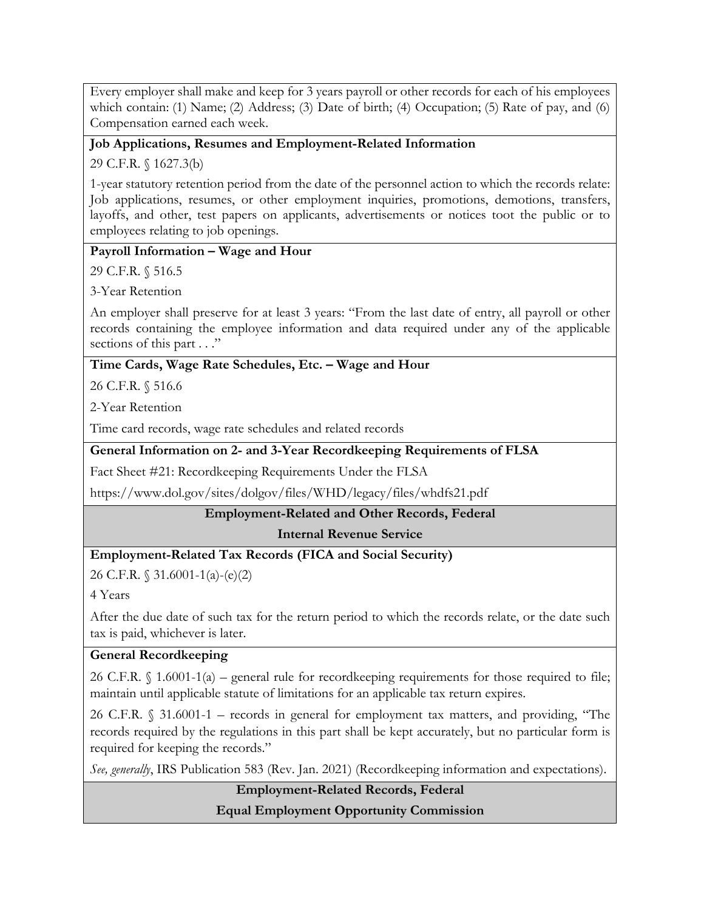Every employer shall make and keep for 3 years payroll or other records for each of his employees which contain: (1) Name; (2) Address; (3) Date of birth; (4) Occupation; (5) Rate of pay, and (6) Compensation earned each week.

**Job Applications, Resumes and Employment-Related Information**

29 C.F.R. § 1627.3(b)

1-year statutory retention period from the date of the personnel action to which the records relate: Job applications, resumes, or other employment inquiries, promotions, demotions, transfers, layoffs, and other, test papers on applicants, advertisements or notices toot the public or to employees relating to job openings.

**Payroll Information – Wage and Hour**

29 C.F.R. § 516.5

3-Year Retention

An employer shall preserve for at least 3 years: "From the last date of entry, all payroll or other records containing the employee information and data required under any of the applicable sections of this part . . ."

**Time Cards, Wage Rate Schedules, Etc. – Wage and Hour**

26 C.F.R. § 516.6

2-Year Retention

Time card records, wage rate schedules and related records

**General Information on 2- and 3-Year Recordkeeping Requirements of FLSA**

Fact Sheet #21: Recordkeeping Requirements Under the FLSA

https://www.dol.gov/sites/dolgov/files/WHD/legacy/files/whdfs21.pdf

## Employment-Related and Other Records, Federal

## Internal Revenue Service

**Employment-Related Tax Records (FICA and Social Security)**

26 C.F.R. § 31.6001-1(a)-(e)(2)

4 Years

After the due date of such tax for the return period to which the records relate, or the date such tax is paid, whichever is later.

**General Recordkeeping**

26 C.F.R. § 1.6001-1(a) – general rule for recordkeeping requirements for those required to file; maintain until applicable statute of limitations for an applicable tax return expires.

26 C.F.R. § 31.6001-1 – records in general for employment tax matters, and providing, "The records required by the regulations in this part shall be kept accurately, but no particular form is required for keeping the records."

*See, generally*, IRS Publication 583 (Rev. Jan. 2021) (Recordkeeping information and expectations).

## Employment-Related Records, Federal

## Equal Employment Opportunity Commission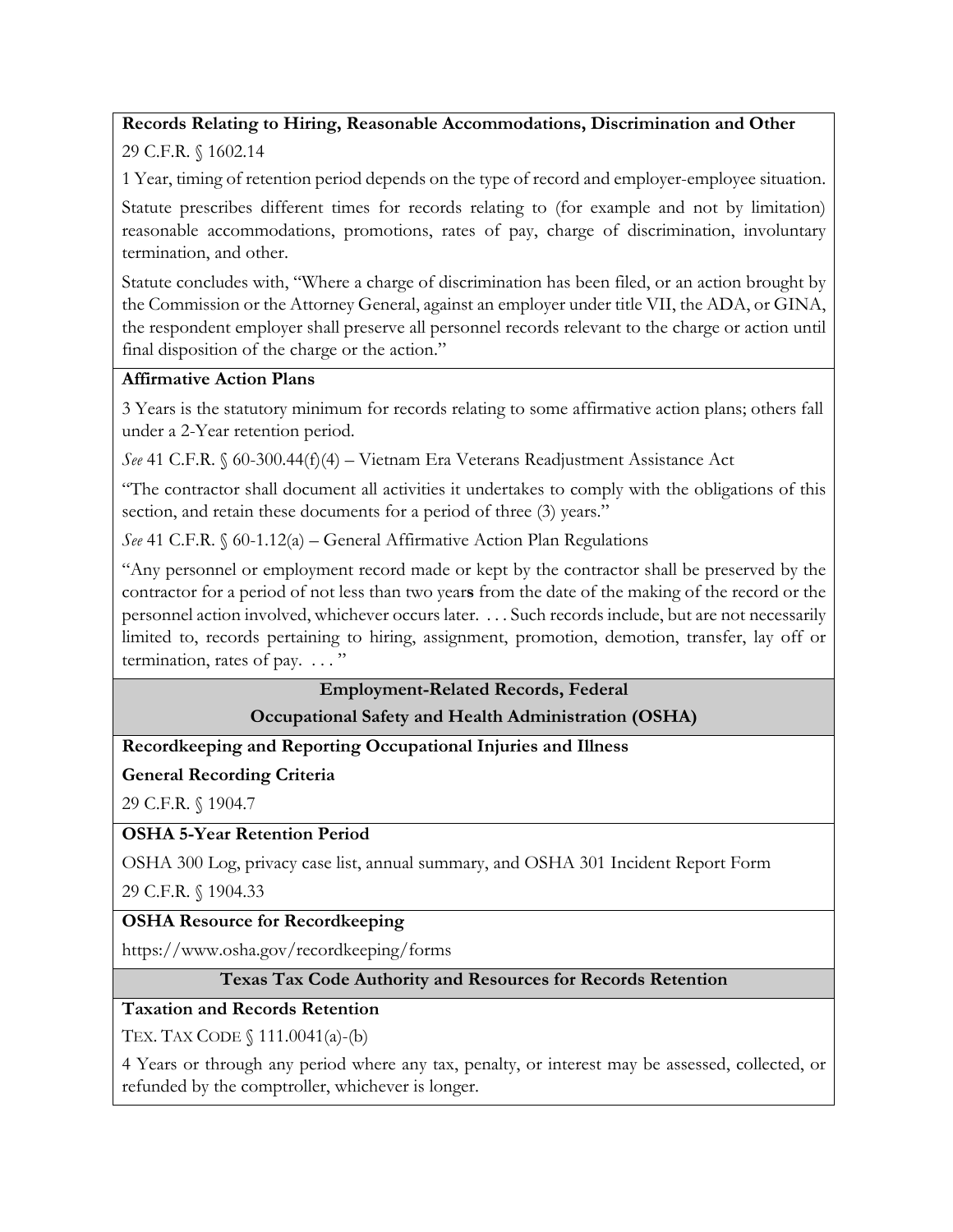**Records Relating to Hiring, Reasonable Accommodations, Discrimination and Other**

29 C.F.R. § 1602.14

1 Year, timing of retention period depends on the type of record and employer-employee situation.

Statute prescribes different times for records relating to (for example and not by limitation) reasonable accommodations, promotions, rates of pay, charge of discrimination, involuntary termination, and other.

Statute concludes with, "Where a charge of discrimination has been filed, or an action brought by the Commission or the Attorney General, against an employer under title VII, the ADA, or GINA, the respondent employer shall preserve all personnel records relevant to the charge or action until final disposition of the charge or the action."

**Affirmative Action Plans**

3 Years is the statutory minimum for records relating to some affirmative action plans; others fall under a 2-Year retention period.

*See* 41 C.F.R. § 60-300.44(f)(4) – Vietnam Era Veterans Readjustment Assistance Act

"The contractor shall document all activities it undertakes to comply with the obligations of this section, and retain these documents for a period of three (3) years."

*See* 41 C.F.R. § 60-1.12(a) – General Affirmative Action Plan Regulations

"Any personnel or employment record made or kept by the contractor shall be preserved by the contractor for a period of not less than two year**s** from the date of the making of the record or the personnel action involved, whichever occurs later. . . . Such records include, but are not necessarily limited to, records pertaining to hiring, assignment, promotion, demotion, transfer, lay off or termination, rates of pay. . . . "

## Employment-Related Records, Federal
## Occupational Safety and Health Administration (OSHA)

**Recordkeeping and Reporting Occupational Injuries and Illness**

**General Recording Criteria**

29 C.F.R. § 1904.7

**OSHA 5-Year Retention Period**

OSHA 300 Log, privacy case list, annual summary, and OSHA 301 Incident Report Form

29 C.F.R. § 1904.33

**OSHA Resource for Recordkeeping**

https://www.osha.gov/recordkeeping/forms

## Texas Tax Code Authority and Resources for Records Retention

**Taxation and Records Retention**

TEX. TAX CODE § 111.0041(a)-(b)

4 Years or through any period where any tax, penalty, or interest may be assessed, collected, or refunded by the comptroller, whichever is longer.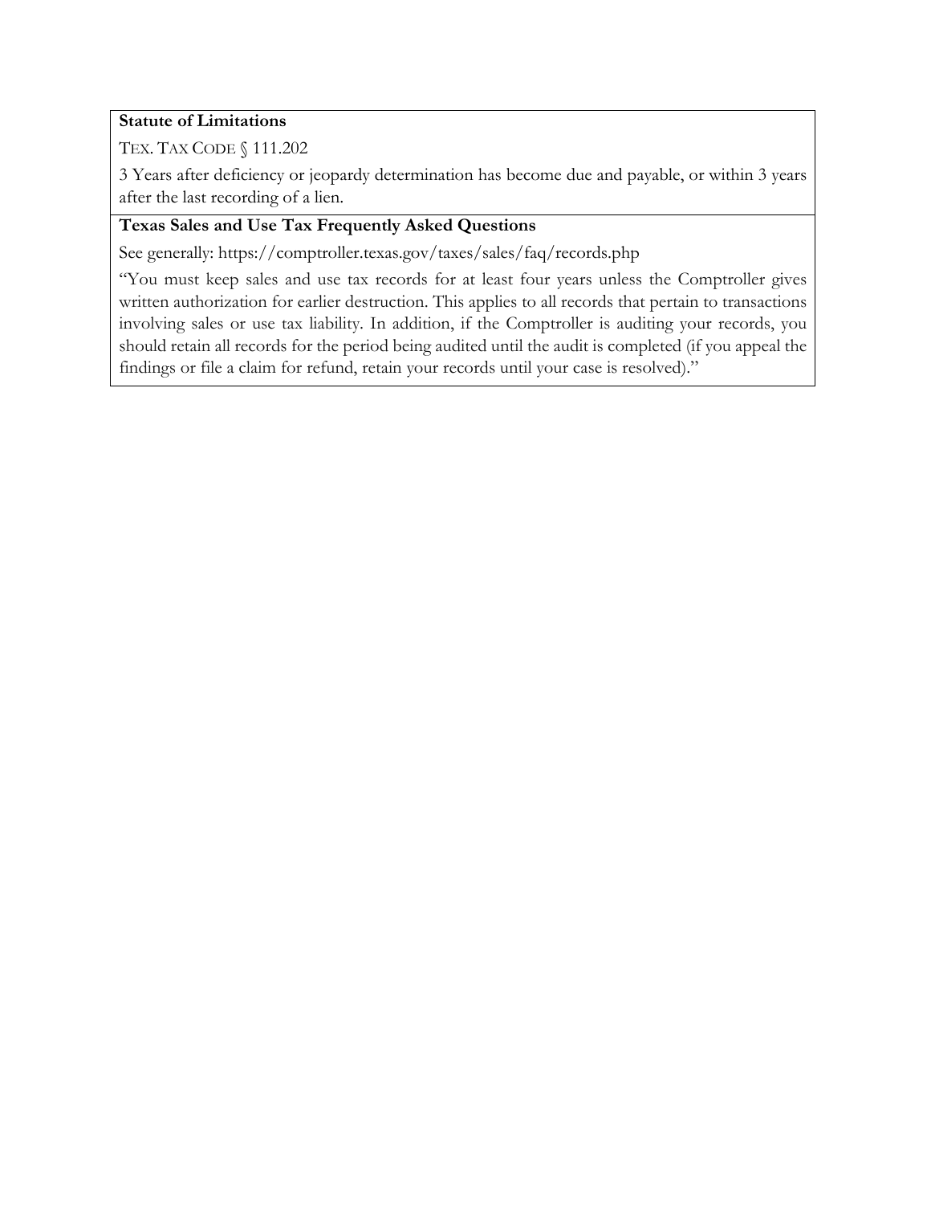| |
|---|
| **Statute of Limitations** |
| TEX. TAX CODE § 111.202 |
| 3 Years after deficiency or jeopardy determination has become due and payable, or within 3 years after the last recording of a lien. |
| **Texas Sales and Use Tax Frequently Asked Questions** |
| See generally: https://comptroller.texas.gov/taxes/sales/faq/records.php |
| "You must keep sales and use tax records for at least four years unless the Comptroller gives written authorization for earlier destruction. This applies to all records that pertain to transactions involving sales or use tax liability. In addition, if the Comptroller is auditing your records, you should retain all records for the period being audited until the audit is completed (if you appeal the findings or file a claim for refund, retain your records until your case is resolved)." |